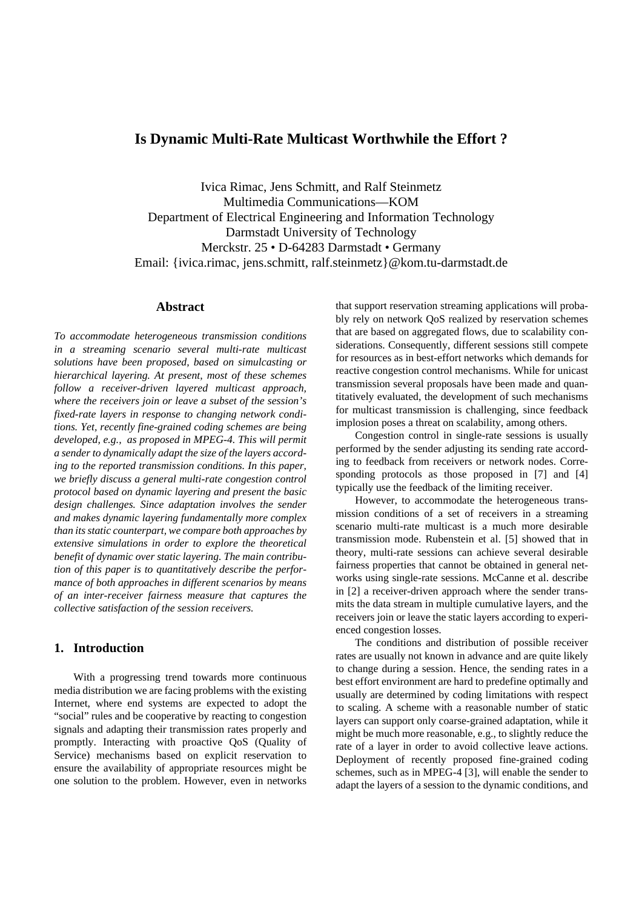# Is Dynamic Multi-Rate Multicast Worthwhile the Effort ?

Ivica Rimac, Jens Schmitt, and Ralf Steinmetz
Multimedia Communications—KOM
Department of Electrical Engineering and Information Technology
Darmstadt University of Technology
Merckstr. 25 • D-64283 Darmstadt • Germany
Email: {ivica.rimac, jens.schmitt, ralf.steinmetz}@kom.tu-darmstadt.de

## Abstract

*To accommodate heterogeneous transmission conditions in a streaming scenario several multi-rate multicast solutions have been proposed, based on simulcasting or hierarchical layering. At present, most of these schemes follow a receiver-driven layered multicast approach, where the receivers join or leave a subset of the session's fixed-rate layers in response to changing network conditions. Yet, recently fine-grained coding schemes are being developed, e.g., as proposed in MPEG-4. This will permit a sender to dynamically adapt the size of the layers according to the reported transmission conditions. In this paper, we briefly discuss a general multi-rate congestion control protocol based on dynamic layering and present the basic design challenges. Since adaptation involves the sender and makes dynamic layering fundamentally more complex than its static counterpart, we compare both approaches by extensive simulations in order to explore the theoretical benefit of dynamic over static layering. The main contribution of this paper is to quantitatively describe the performance of both approaches in different scenarios by means of an inter-receiver fairness measure that captures the collective satisfaction of the session receivers.*

## 1. Introduction

With a progressing trend towards more continuous media distribution we are facing problems with the existing Internet, where end systems are expected to adopt the "social" rules and be cooperative by reacting to congestion signals and adapting their transmission rates properly and promptly. Interacting with proactive QoS (Quality of Service) mechanisms based on explicit reservation to ensure the availability of appropriate resources might be one solution to the problem. However, even in networks that support reservation streaming applications will probably rely on network QoS realized by reservation schemes that are based on aggregated flows, due to scalability considerations. Consequently, different sessions still compete for resources as in best-effort networks which demands for reactive congestion control mechanisms. While for unicast transmission several proposals have been made and quantitatively evaluated, the development of such mechanisms for multicast transmission is challenging, since feedback implosion poses a threat on scalability, among others.

Congestion control in single-rate sessions is usually performed by the sender adjusting its sending rate according to feedback from receivers or network nodes. Corresponding protocols as those proposed in [7] and [4] typically use the feedback of the limiting receiver.

However, to accommodate the heterogeneous transmission conditions of a set of receivers in a streaming scenario multi-rate multicast is a much more desirable transmission mode. Rubenstein et al. [5] showed that in theory, multi-rate sessions can achieve several desirable fairness properties that cannot be obtained in general networks using single-rate sessions. McCanne et al. describe in [2] a receiver-driven approach where the sender transmits the data stream in multiple cumulative layers, and the receivers join or leave the static layers according to experienced congestion losses.

The conditions and distribution of possible receiver rates are usually not known in advance and are quite likely to change during a session. Hence, the sending rates in a best effort environment are hard to predefine optimally and usually are determined by coding limitations with respect to scaling. A scheme with a reasonable number of static layers can support only coarse-grained adaptation, while it might be much more reasonable, e.g., to slightly reduce the rate of a layer in order to avoid collective leave actions. Deployment of recently proposed fine-grained coding schemes, such as in MPEG-4 [3], will enable the sender to adapt the layers of a session to the dynamic conditions, and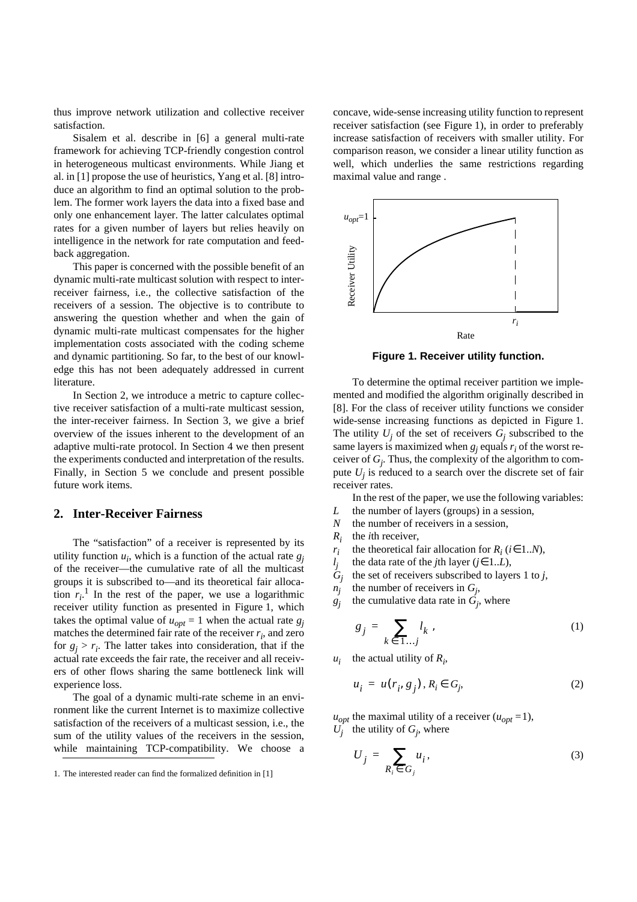thus improve network utilization and collective receiver satisfaction.

Sisalem et al. describe in [6] a general multi-rate framework for achieving TCP-friendly congestion control in heterogeneous multicast environments. While Jiang et al. in [1] propose the use of heuristics, Yang et al. [8] introduce an algorithm to find an optimal solution to the problem. The former work layers the data into a fixed base and only one enhancement layer. The latter calculates optimal rates for a given number of layers but relies heavily on intelligence in the network for rate computation and feedback aggregation.

This paper is concerned with the possible benefit of an dynamic multi-rate multicast solution with respect to inter-receiver fairness, i.e., the collective satisfaction of the receivers of a session. The objective is to contribute to answering the question whether and when the gain of dynamic multi-rate multicast compensates for the higher implementation costs associated with the coding scheme and dynamic partitioning. So far, to the best of our knowledge this has not been adequately addressed in current literature.

In Section 2, we introduce a metric to capture collective receiver satisfaction of a multi-rate multicast session, the inter-receiver fairness. In Section 3, we give a brief overview of the issues inherent to the development of an adaptive multi-rate protocol. In Section 4 we then present the experiments conducted and interpretation of the results. Finally, in Section 5 we conclude and present possible future work items.

## 2. Inter-Receiver Fairness

The "satisfaction" of a receiver is represented by its utility function $u_i$, which is a function of the actual rate $g_j$ of the receiver—the cumulative rate of all the multicast groups it is subscribed to—and its theoretical fair allocation $r_i$.[1] In the rest of the paper, we use a logarithmic receiver utility function as presented in Figure 1, which takes the optimal value of $u_{opt} = 1$ when the actual rate $g_j$ matches the determined fair rate of the receiver $r_i$, and zero for $g_j > r_i$. The latter takes into consideration, that if the actual rate exceeds the fair rate, the receiver and all receivers of other flows sharing the same bottleneck link will experience loss.

The goal of a dynamic multi-rate scheme in an environment like the current Internet is to maximize collective satisfaction of the receivers of a multicast session, i.e., the sum of the utility values of the receivers in the session, while maintaining TCP-compatibility. We choose a concave, wide-sense increasing utility function to represent receiver satisfaction (see Figure 1), in order to preferably increase satisfaction of receivers with smaller utility. For comparison reason, we consider a linear utility function as well, which underlies the same restrictions regarding maximal value and range .

**Figure 1. Receiver utility function.**

To determine the optimal receiver partition we implemented and modified the algorithm originally described in [8]. For the class of receiver utility functions we consider wide-sense increasing functions as depicted in Figure 1. The utility $U_j$ of the set of receivers $G_j$ subscribed to the same layers is maximized when $g_j$ equals $r_i$ of the worst receiver of $G_j$. Thus, the complexity of the algorithm to compute $U_j$ is reduced to a search over the discrete set of fair receiver rates.

In the rest of the paper, we use the following variables:

- $L$ the number of layers (groups) in a session,
- $N$ the number of receivers in a session,
- $R_i$ the $i$th receiver,
- $r_i$ the theoretical fair allocation for $R_i$ ($i \in 1..N$),
- $l_j$ the data rate of the $j$th layer ($j \in 1..L$),
- $G_j$ the set of receivers subscribed to layers 1 to $j$,
- $n_j$ the number of receivers in $G_j$,
- $g_j$ the cumulative data rate in $G_j$, where

$$g_j = \sum_{k \in 1 \ldots j} l_k \,, \tag{1}$$

- $u_i$ the actual utility of $R_i$,

$$u_i = u(r_i, g_j) \,, R_i \in G_j, \tag{2}$$

- $u_{opt}$ the maximal utility of a receiver ($u_{opt} = 1$),
- $U_j$ the utility of $G_j$, where

$$U_j = \sum_{R_i \in G_j} u_i \,, \tag{3}$$

1. The interested reader can find the formalized definition in [1]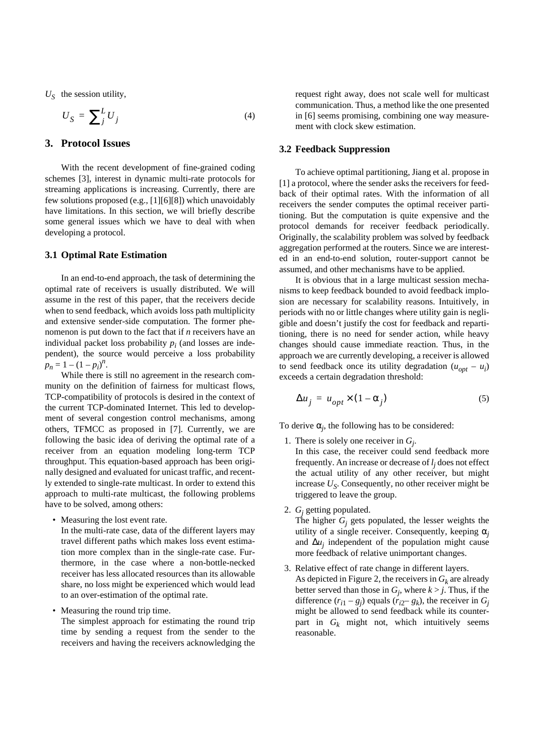$U_S$ the session utility,

$$U_S = \sum_j^L U_j \tag{4}$$

## 3. Protocol Issues

With the recent development of fine-grained coding schemes [3], interest in dynamic multi-rate protocols for streaming applications is increasing. Currently, there are few solutions proposed (e.g., [1][6][8]) which unavoidably have limitations. In this section, we will briefly describe some general issues which we have to deal with when developing a protocol.

### 3.1 Optimal Rate Estimation

In an end-to-end approach, the task of determining the optimal rate of receivers is usually distributed. We will assume in the rest of this paper, that the receivers decide when to send feedback, which avoids loss path multiplicity and extensive sender-side computation. The former phenomenon is put down to the fact that if $n$ receivers have an individual packet loss probability $p_i$ (and losses are independent), the source would perceive a loss probability $p_n = 1 - (1 - p_i)^n$.

While there is still no agreement in the research community on the definition of fairness for multicast flows, TCP-compatibility of protocols is desired in the context of the current TCP-dominated Internet. This led to development of several congestion control mechanisms, among others, TFMCC as proposed in [7]. Currently, we are following the basic idea of deriving the optimal rate of a receiver from an equation modeling long-term TCP throughput. This equation-based approach has been originally designed and evaluated for unicast traffic, and recently extended to single-rate multicast. In order to extend this approach to multi-rate multicast, the following problems have to be solved, among others:

- Measuring the lost event rate.
  In the multi-rate case, data of the different layers may travel different paths which makes loss event estimation more complex than in the single-rate case. Furthermore, in the case where a non-bottle-necked receiver has less allocated resources than its allowable share, no loss might be experienced which would lead to an over-estimation of the optimal rate.
- Measuring the round trip time.
  The simplest approach for estimating the round trip time by sending a request from the sender to the receivers and having the receivers acknowledging the request right away, does not scale well for multicast communication. Thus, a method like the one presented in [6] seems promising, combining one way measurement with clock skew estimation.

### 3.2 Feedback Suppression

To achieve optimal partitioning, Jiang et al. propose in [1] a protocol, where the sender asks the receivers for feedback of their optimal rates. With the information of all receivers the sender computes the optimal receiver partitioning. But the computation is quite expensive and the protocol demands for receiver feedback periodically. Originally, the scalability problem was solved by feedback aggregation performed at the routers. Since we are interested in an end-to-end solution, router-support cannot be assumed, and other mechanisms have to be applied.

It is obvious that in a large multicast session mechanisms to keep feedback bounded to avoid feedback implosion are necessary for scalability reasons. Intuitively, in periods with no or little changes where utility gain is negligible and doesn't justify the cost for feedback and repartitioning, there is no need for sender action, while heavy changes should cause immediate reaction. Thus, in the approach we are currently developing, a receiver is allowed to send feedback once its utility degradation ($u_{opt} - u_i$) exceeds a certain degradation threshold:

$$\Delta u_j = u_{opt} \times (1 - \alpha_j) \tag{5}$$

To derive $\alpha_j$, the following has to be considered:

1. There is solely one receiver in $G_j$.
   In this case, the receiver could send feedback more frequently. An increase or decrease of $l_j$ does not effect the actual utility of any other receiver, but might increase $U_S$. Consequently, no other receiver might be triggered to leave the group.
2. $G_j$ getting populated.
   The higher $G_j$ gets populated, the lesser weights the utility of a single receiver. Consequently, keeping $\alpha_j$ and $\Delta u_j$ independent of the population might cause more feedback of relative unimportant changes.
3. Relative effect of rate change in different layers.
   As depicted in Figure 2, the receivers in $G_k$ are already better served than those in $G_j$, where $k > j$. Thus, if the difference ($r_{i1} - g_j$) equals ($r_{i2} - g_k$), the receiver in $G_j$ might be allowed to send feedback while its counterpart in $G_k$ might not, which intuitively seems reasonable.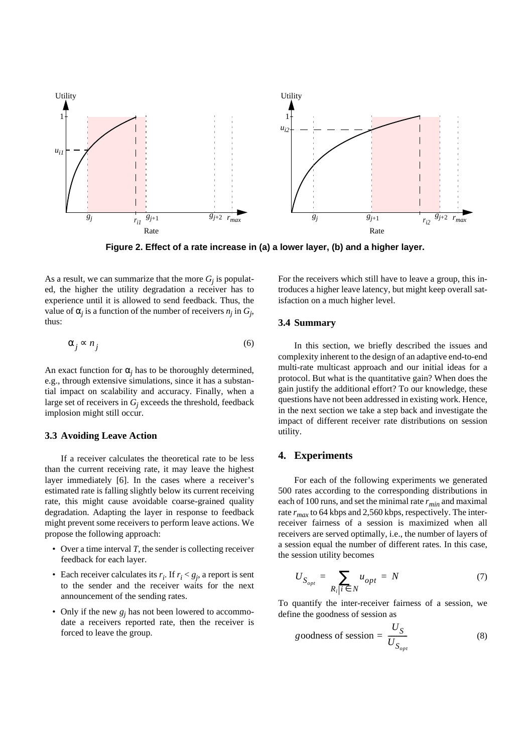Figure 2. Effect of a rate increase in (a) a lower layer, (b) and a higher layer.

As a result, we can summarize that the more $G_j$ is populated, the higher the utility degradation a receiver has to experience until it is allowed to send feedback. Thus, the value of $\alpha_j$ is a function of the number of receivers $n_j$ in $G_j$, thus:

$$\alpha_j \propto n_j \tag{6}$$

An exact function for $\alpha_j$ has to be thoroughly determined, e.g., through extensive simulations, since it has a substantial impact on scalability and accuracy. Finally, when a large set of receivers in $G_j$ exceeds the threshold, feedback implosion might still occur.

### 3.3 Avoiding Leave Action

If a receiver calculates the theoretical rate to be less than the current receiving rate, it may leave the highest layer immediately [6]. In the cases where a receiver's estimated rate is falling slightly below its current receiving rate, this might cause avoidable coarse-grained quality degradation. Adapting the layer in response to feedback might prevent some receivers to perform leave actions. We propose the following approach:

- Over a time interval $T$, the sender is collecting receiver feedback for each layer.
- Each receiver calculates its $r_i$. If $r_i < g_j$, a report is sent to the sender and the receiver waits for the next announcement of the sending rates.
- Only if the new $g_j$ has not been lowered to accommodate a receivers reported rate, then the receiver is forced to leave the group.

For the receivers which still have to leave a group, this introduces a higher leave latency, but might keep overall satisfaction on a much higher level.

### 3.4 Summary

In this section, we briefly described the issues and complexity inherent to the design of an adaptive end-to-end multi-rate multicast approach and our initial ideas for a protocol. But what is the quantitative gain? When does the gain justify the additional effort? To our knowledge, these questions have not been addressed in existing work. Hence, in the next section we take a step back and investigate the impact of different receiver rate distributions on session utility.

## 4. Experiments

For each of the following experiments we generated 500 rates according to the corresponding distributions in each of 100 runs, and set the minimal rate $r_{min}$ and maximal rate $r_{max}$ to 64 kbps and 2,560 kbps, respectively. The inter-receiver fairness of a session is maximized when all receivers are served optimally, i.e., the number of layers of a session equal the number of different rates. In this case, the session utility becomes

$$U_{S_{opt}} = \sum_{R_i | i \in N} u_{opt} = N \tag{7}$$

To quantify the inter-receiver fairness of a session, we define the goodness of session as

$$goodness\ of\ session = \frac{U_S}{U_{S_{opt}}} \tag{8}$$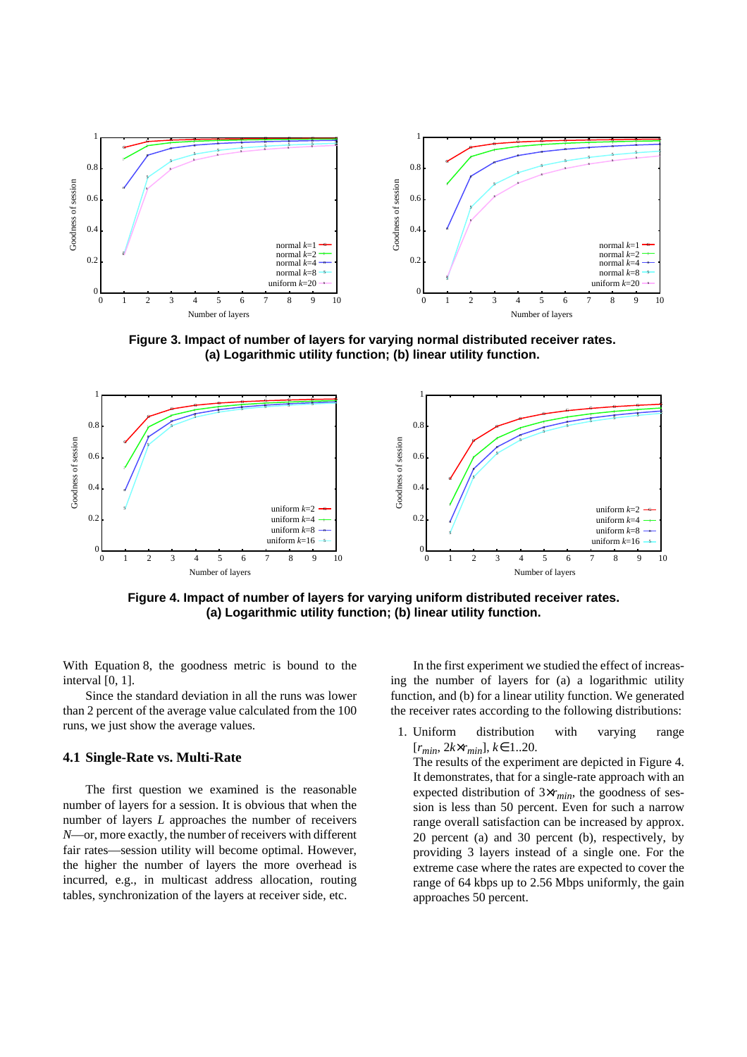**Figure 3. Impact of number of layers for varying normal distributed receiver rates. (a) Logarithmic utility function; (b) linear utility function.**

**Figure 4. Impact of number of layers for varying uniform distributed receiver rates. (a) Logarithmic utility function; (b) linear utility function.**

With Equation 8, the goodness metric is bound to the interval [0, 1].

Since the standard deviation in all the runs was lower than 2 percent of the average value calculated from the 100 runs, we just show the average values.

### 4.1 Single-Rate vs. Multi-Rate

The first question we examined is the reasonable number of layers for a session. It is obvious that when the number of layers $L$ approaches the number of receivers $N$—or, more exactly, the number of receivers with different fair rates—session utility will become optimal. However, the higher the number of layers the more overhead is incurred, e.g., in multicast address allocation, routing tables, synchronization of the layers at receiver side, etc.

In the first experiment we studied the effect of increasing the number of layers for (a) a logarithmic utility function, and (b) for a linear utility function. We generated the receiver rates according to the following distributions:

1. Uniform distribution with varying range $[r_{min}, 2k \times r_{min}]$, $k \in 1..20$.
   The results of the experiment are depicted in Figure 4. It demonstrates, that for a single-rate approach with an expected distribution of $3 \times r_{min}$, the goodness of session is less than 50 percent. Even for such a narrow range overall satisfaction can be increased by approx. 20 percent (a) and 30 percent (b), respectively, by providing 3 layers instead of a single one. For the extreme case where the rates are expected to cover the range of 64 kbps up to 2.56 Mbps uniformly, the gain approaches 50 percent.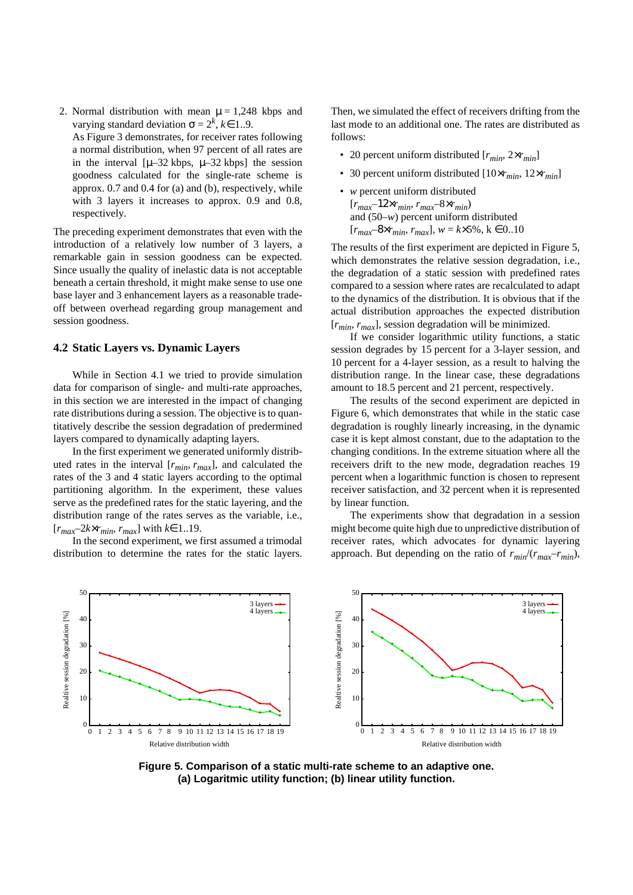2. Normal distribution with mean $\mu = 1{,}248$ kbps and varying standard deviation $\sigma = 2^k$, $k \in 1..9$.
   As Figure 3 demonstrates, for receiver rates following a normal distribution, when 97 percent of all rates are in the interval [$\mu$–32 kbps, $\mu$–32 kbps] the session goodness calculated for the single-rate scheme is approx. 0.7 and 0.4 for (a) and (b), respectively, while with 3 layers it increases to approx. 0.9 and 0.8, respectively.

The preceding experiment demonstrates that even with the introduction of a relatively low number of 3 layers, a remarkable gain in session goodness can be expected. Since usually the quality of inelastic data is not acceptable beneath a certain threshold, it might make sense to use one base layer and 3 enhancement layers as a reasonable trade-off between overhead regarding group management and session goodness.

### 4.2 Static Layers vs. Dynamic Layers

While in Section 4.1 we tried to provide simulation data for comparison of single- and multi-rate approaches, in this section we are interested in the impact of changing rate distributions during a session. The objective is to quantitatively describe the session degradation of predermined layers compared to dynamically adapting layers.

In the first experiment we generated uniformly distributed rates in the interval [$r_{min}$, $r_{max}$], and calculated the rates of the 3 and 4 static layers according to the optimal partitioning algorithm. In the experiment, these values serve as the predefined rates for the static layering, and the distribution range of the rates serves as the variable, i.e., [$r_{max}$–$2k \times r_{min}$, $r_{max}$] with $k \in 1..19$.

In the second experiment, we first assumed a trimodal distribution to determine the rates for the static layers. Then, we simulated the effect of receivers drifting from the last mode to an additional one. The rates are distributed as follows:

- 20 percent uniform distributed [$r_{min}$, $2 \times r_{min}$]
- 30 percent uniform distributed [$10 \times r_{min}$, $12 \times r_{min}$]
- $w$ percent uniform distributed [$r_{max}$–$12 \times r_{min}$, $r_{max}$–$8 \times r_{min}$) and (50–$w$) percent uniform distributed [$r_{max}$–$8 \times r_{min}$, $r_{max}$], $w = k \times 5\%$, $k \in 0..10$

The results of the first experiment are depicted in Figure 5, which demonstrates the relative session degradation, i.e., the degradation of a static session with predefined rates compared to a session where rates are recalculated to adapt to the dynamics of the distribution. It is obvious that if the actual distribution approaches the expected distribution [$r_{min}$, $r_{max}$], session degradation will be minimized.

If we consider logarithmic utility functions, a static session degrades by 15 percent for a 3-layer session, and 10 percent for a 4-layer session, as a result to halving the distribution range. In the linear case, these degradations amount to 18.5 percent and 21 percent, respectively.

The results of the second experiment are depicted in Figure 6, which demonstrates that while in the static case degradation is roughly linearly increasing, in the dynamic case it is kept almost constant, due to the adaptation to the changing conditions. In the extreme situation where all the receivers drift to the new mode, degradation reaches 19 percent when a logarithmic function is chosen to represent receiver satisfaction, and 32 percent when it is represented by linear function.

The experiments show that degradation in a session might become quite high due to unpredictive distribution of receiver rates, which advocates for dynamic layering approach. But depending on the ratio of $r_{min}/(r_{max}–r_{min})$,

**Figure 5. Comparison of a static multi-rate scheme to an adaptive one. (a) Logaritmic utility function; (b) linear utility function.**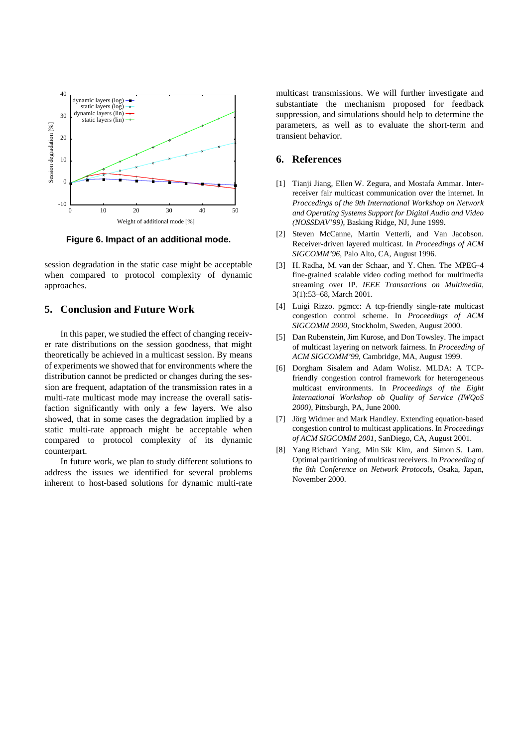40
30
20
10
0
-10

Session degradation [%]

0 10 20 30 40 50

Weight of additional mode [%]

dynamic layers (log)
static layers (log)
dynamic layers (lin)
static layers (lin)

**Figure 6. Impact of an additional mode.**

session degradation in the static case might be acceptable when compared to protocol complexity of dynamic approaches.

## 5. Conclusion and Future Work

In this paper, we studied the effect of changing receiver rate distributions on the session goodness, that might theoretically be achieved in a multicast session. By means of experiments we showed that for environments where the distribution cannot be predicted or changes during the session are frequent, adaptation of the transmission rates in a multi-rate multicast mode may increase the overall satisfaction significantly with only a few layers. We also showed, that in some cases the degradation implied by a static multi-rate approach might be acceptable when compared to protocol complexity of its dynamic counterpart.

In future work, we plan to study different solutions to address the issues we identified for several problems inherent to host-based solutions for dynamic multi-rate multicast transmissions. We will further investigate and substantiate the mechanism proposed for feedback suppression, and simulations should help to determine the parameters, as well as to evaluate the short-term and transient behavior.

## 6. References

[1] Tianji Jiang, Ellen W. Zegura, and Mostafa Ammar. Inter-receiver fair multicast communication over the internet. In *Proccedings of the 9th International Workshop on Network and Operating Systems Support for Digital Audio and Video (NOSSDAV'99)*, Basking Ridge, NJ, June 1999.

[2] Steven McCanne, Martin Vetterli, and Van Jacobson. Receiver-driven layered multicast. In *Proceedings of ACM SIGCOMM'96*, Palo Alto, CA, August 1996.

[3] H. Radha, M. van der Schaar, and Y. Chen. The MPEG-4 fine-grained scalable video coding method for multimedia streaming over IP. *IEEE Transactions on Multimedia*, 3(1):53–68, March 2001.

[4] Luigi Rizzo. pgmcc: A tcp-friendly single-rate multicast congestion control scheme. In *Proceedings of ACM SIGCOMM 2000*, Stockholm, Sweden, August 2000.

[5] Dan Rubenstein, Jim Kurose, and Don Towsley. The impact of multicast layering on network fairness. In *Proceeding of ACM SIGCOMM'99*, Cambridge, MA, August 1999.

[6] Dorgham Sisalem and Adam Wolisz. MLDA: A TCP-friendly congestion control framework for heterogeneous multicast environments. In *Proceedings of the Eight International Workshop ob Quality of Service (IWQoS 2000)*, Pittsburgh, PA, June 2000.

[7] Jörg Widmer and Mark Handley. Extending equation-based congestion control to multicast applications. In *Proceedings of ACM SIGCOMM 2001*, SanDiego, CA, August 2001.

[8] Yang Richard Yang, Min Sik Kim, and Simon S. Lam. Optimal partitioning of multicast receivers. In *Proceeding of the 8th Conference on Network Protocols*, Osaka, Japan, November 2000.